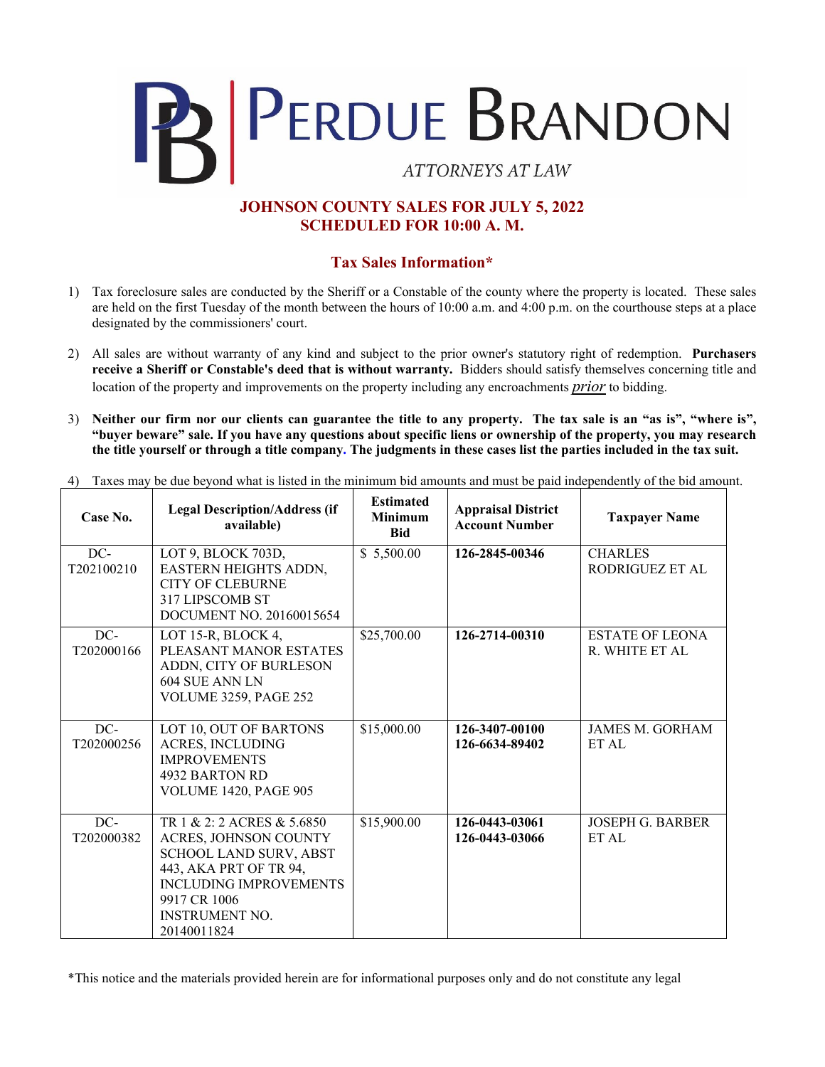# PERDUE BRANDON

ATTORNEYS AT LAW

## JOHNSON COUNTY SALES FOR JULY 5, 2022
## SCHEDULED FOR 10:00 A. M.

### Tax Sales Information*

1) Tax foreclosure sales are conducted by the Sheriff or a Constable of the county where the property is located. These sales are held on the first Tuesday of the month between the hours of 10:00 a.m. and 4:00 p.m. on the courthouse steps at a place designated by the commissioners' court.

2) All sales are without warranty of any kind and subject to the prior owner's statutory right of redemption. **Purchasers receive a Sheriff or Constable's deed that is without warranty.** Bidders should satisfy themselves concerning title and location of the property and improvements on the property including any encroachments *prior* to bidding.

3) **Neither our firm nor our clients can guarantee the title to any property. The tax sale is an "as is", "where is", "buyer beware" sale. If you have any questions about specific liens or ownership of the property, you may research the title yourself or through a title company. The judgments in these cases list the parties included in the tax suit.**

4) Taxes may be due beyond what is listed in the minimum bid amounts and must be paid independently of the bid amount.

| Case No. | Legal Description/Address (if available) | Estimated Minimum Bid | Appraisal District Account Number | Taxpayer Name |
|---|---|---|---|---|
| DC-T202100210 | LOT 9, BLOCK 703D, EASTERN HEIGHTS ADDN, CITY OF CLEBURNE 317 LIPSCOMB ST DOCUMENT NO. 20160015654 | $ 5,500.00 | **126-2845-00346** | CHARLES RODRIGUEZ ET AL |
| DC-T202000166 | LOT 15-R, BLOCK 4, PLEASANT MANOR ESTATES ADDN, CITY OF BURLESON 604 SUE ANN LN VOLUME 3259, PAGE 252 | $25,700.00 | **126-2714-00310** | ESTATE OF LEONA R. WHITE ET AL |
| DC-T202000256 | LOT 10, OUT OF BARTONS ACRES, INCLUDING IMPROVEMENTS 4932 BARTON RD VOLUME 1420, PAGE 905 | $15,000.00 | **126-3407-00100 126-6634-89402** | JAMES M. GORHAM ET AL |
| DC-T202000382 | TR 1 & 2: 2 ACRES & 5.6850 ACRES, JOHNSON COUNTY SCHOOL LAND SURV, ABST 443, AKA PRT OF TR 94, INCLUDING IMPROVEMENTS 9917 CR 1006 INSTRUMENT NO. 20140011824 | $15,900.00 | **126-0443-03061 126-0443-03066** | JOSEPH G. BARBER ET AL |

*This notice and the materials provided herein are for informational purposes only and do not constitute any legal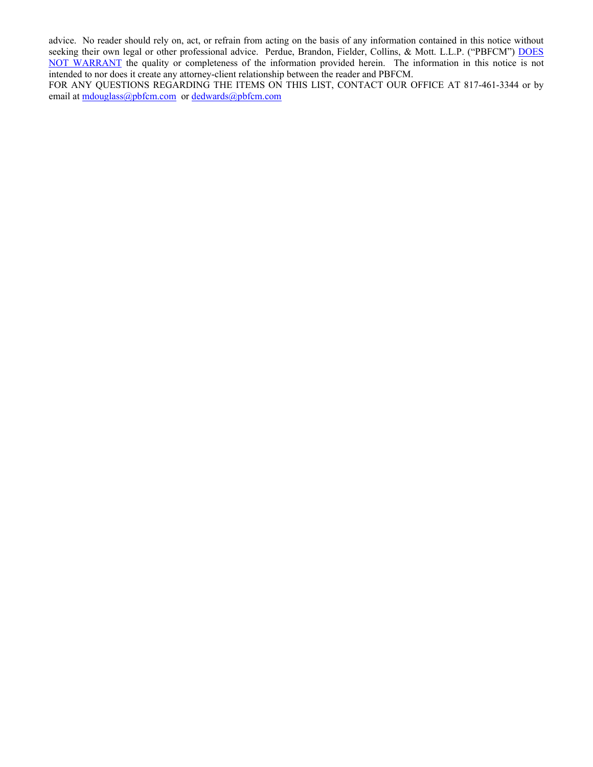advice. No reader should rely on, act, or refrain from acting on the basis of any information contained in this notice without seeking their own legal or other professional advice. Perdue, Brandon, Fielder, Collins, & Mott. L.L.P. ("PBFCM") DOES NOT WARRANT the quality or completeness of the information provided herein. The information in this notice is not intended to nor does it create any attorney-client relationship between the reader and PBFCM.

FOR ANY QUESTIONS REGARDING THE ITEMS ON THIS LIST, CONTACT OUR OFFICE AT 817-461-3344 or by email at mdouglass@pbfcm.com or dedwards@pbfcm.com